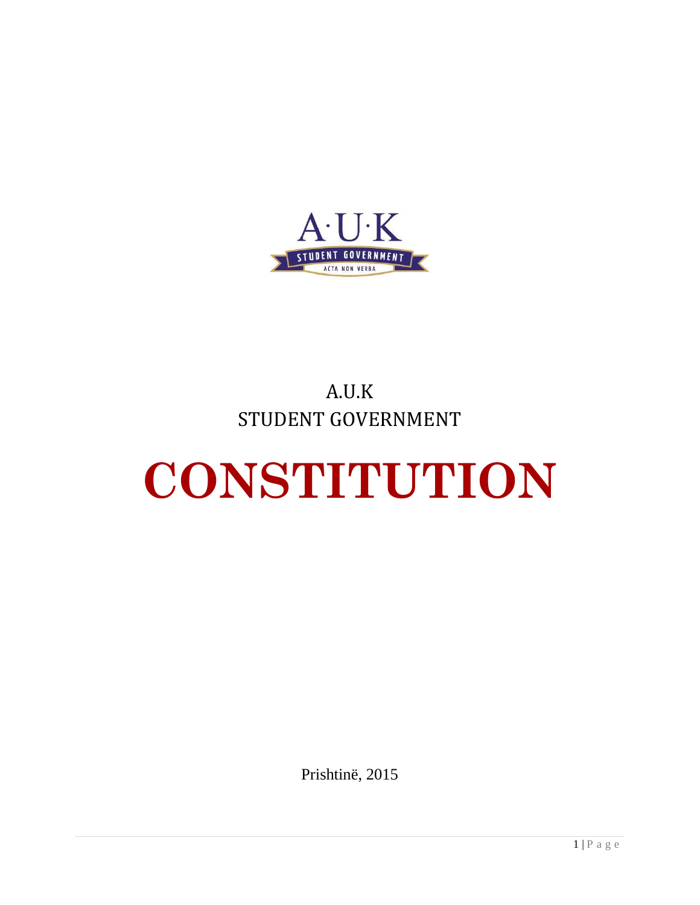A.U.K
STUDENT GOVERNMENT

# CONSTITUTION

Prishtinë, 2015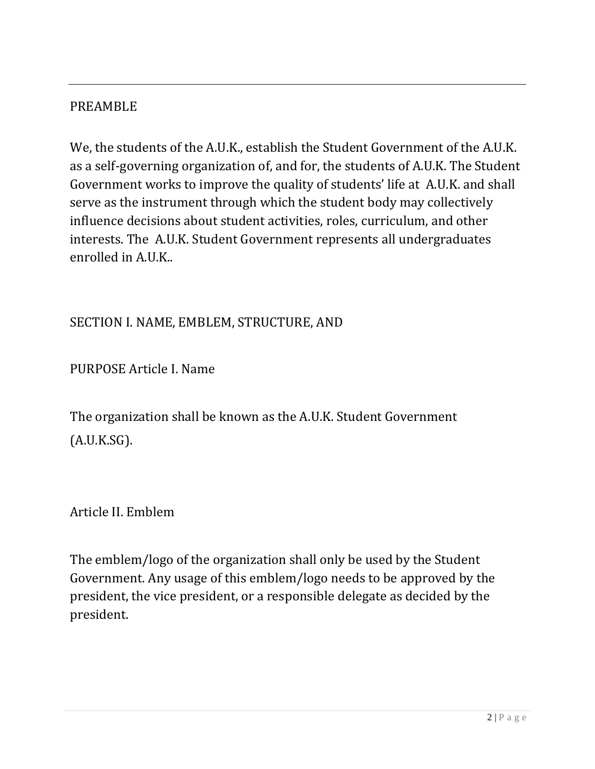## PREAMBLE

We, the students of the A.U.K., establish the Student Government of the A.U.K. as a self-governing organization of, and for, the students of A.U.K. The Student Government works to improve the quality of students' life at A.U.K. and shall serve as the instrument through which the student body may collectively influence decisions about student activities, roles, curriculum, and other interests. The A.U.K. Student Government represents all undergraduates enrolled in A.U.K..

## SECTION I. NAME, EMBLEM, STRUCTURE, AND

PURPOSE Article I. Name

The organization shall be known as the A.U.K. Student Government (A.U.K.SG).

### Article II. Emblem

The emblem/logo of the organization shall only be used by the Student Government. Any usage of this emblem/logo needs to be approved by the president, the vice president, or a responsible delegate as decided by the president.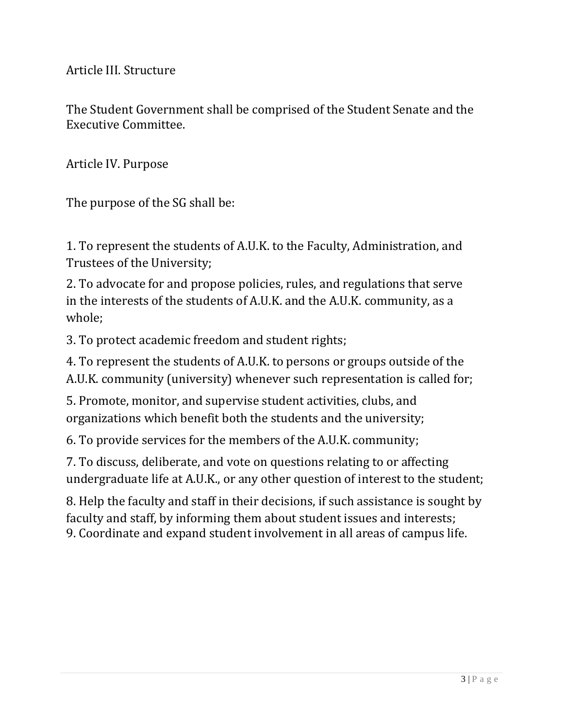## Article III. Structure

The Student Government shall be comprised of the Student Senate and the Executive Committee.

## Article IV. Purpose

The purpose of the SG shall be:

1. To represent the students of A.U.K. to the Faculty, Administration, and Trustees of the University;
2. To advocate for and propose policies, rules, and regulations that serve in the interests of the students of A.U.K. and the A.U.K. community, as a whole;
3. To protect academic freedom and student rights;
4. To represent the students of A.U.K. to persons or groups outside of the A.U.K. community (university) whenever such representation is called for;
5. Promote, monitor, and supervise student activities, clubs, and organizations which benefit both the students and the university;
6. To provide services for the members of the A.U.K. community;
7. To discuss, deliberate, and vote on questions relating to or affecting undergraduate life at A.U.K., or any other question of interest to the student;
8. Help the faculty and staff in their decisions, if such assistance is sought by faculty and staff, by informing them about student issues and interests;
9. Coordinate and expand student involvement in all areas of campus life.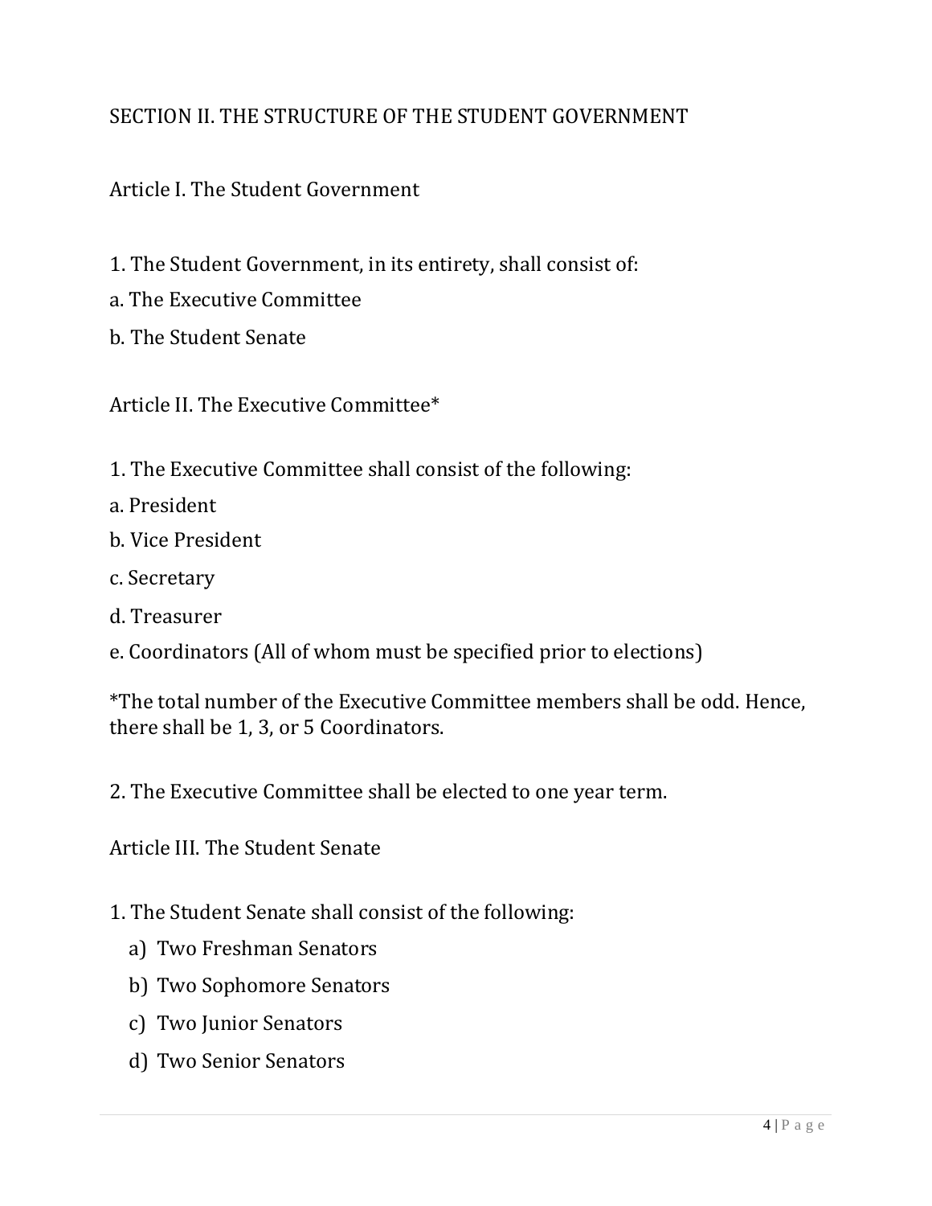## SECTION II. THE STRUCTURE OF THE STUDENT GOVERNMENT

### Article I. The Student Government

1. The Student Government, in its entirety, shall consist of:

a. The Executive Committee

b. The Student Senate

### Article II. The Executive Committee*

1. The Executive Committee shall consist of the following:

a. President

b. Vice President

c. Secretary

d. Treasurer

e. Coordinators (All of whom must be specified prior to elections)

*The total number of the Executive Committee members shall be odd. Hence, there shall be 1, 3, or 5 Coordinators.

2. The Executive Committee shall be elected to one year term.

### Article III. The Student Senate

1. The Student Senate shall consist of the following:

   a) Two Freshman Senators

   b) Two Sophomore Senators

   c) Two Junior Senators

   d) Two Senior Senators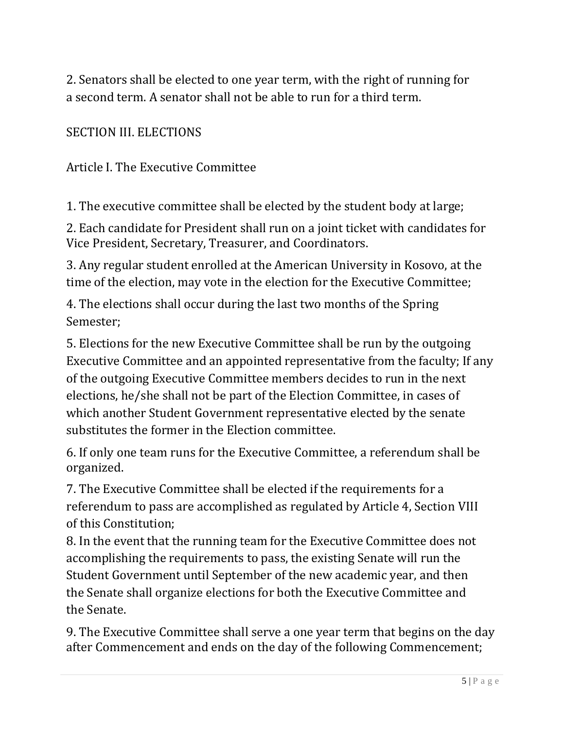2. Senators shall be elected to one year term, with the right of running for a second term. A senator shall not be able to run for a third term.

## SECTION III. ELECTIONS

### Article I. The Executive Committee

1. The executive committee shall be elected by the student body at large;

2. Each candidate for President shall run on a joint ticket with candidates for Vice President, Secretary, Treasurer, and Coordinators.

3. Any regular student enrolled at the American University in Kosovo, at the time of the election, may vote in the election for the Executive Committee;

4. The elections shall occur during the last two months of the Spring Semester;

5. Elections for the new Executive Committee shall be run by the outgoing Executive Committee and an appointed representative from the faculty; If any of the outgoing Executive Committee members decides to run in the next elections, he/she shall not be part of the Election Committee, in cases of which another Student Government representative elected by the senate substitutes the former in the Election committee.

6. If only one team runs for the Executive Committee, a referendum shall be organized.

7. The Executive Committee shall be elected if the requirements for a referendum to pass are accomplished as regulated by Article 4, Section VIII of this Constitution;

8. In the event that the running team for the Executive Committee does not accomplishing the requirements to pass, the existing Senate will run the Student Government until September of the new academic year, and then the Senate shall organize elections for both the Executive Committee and the Senate.

9. The Executive Committee shall serve a one year term that begins on the day after Commencement and ends on the day of the following Commencement;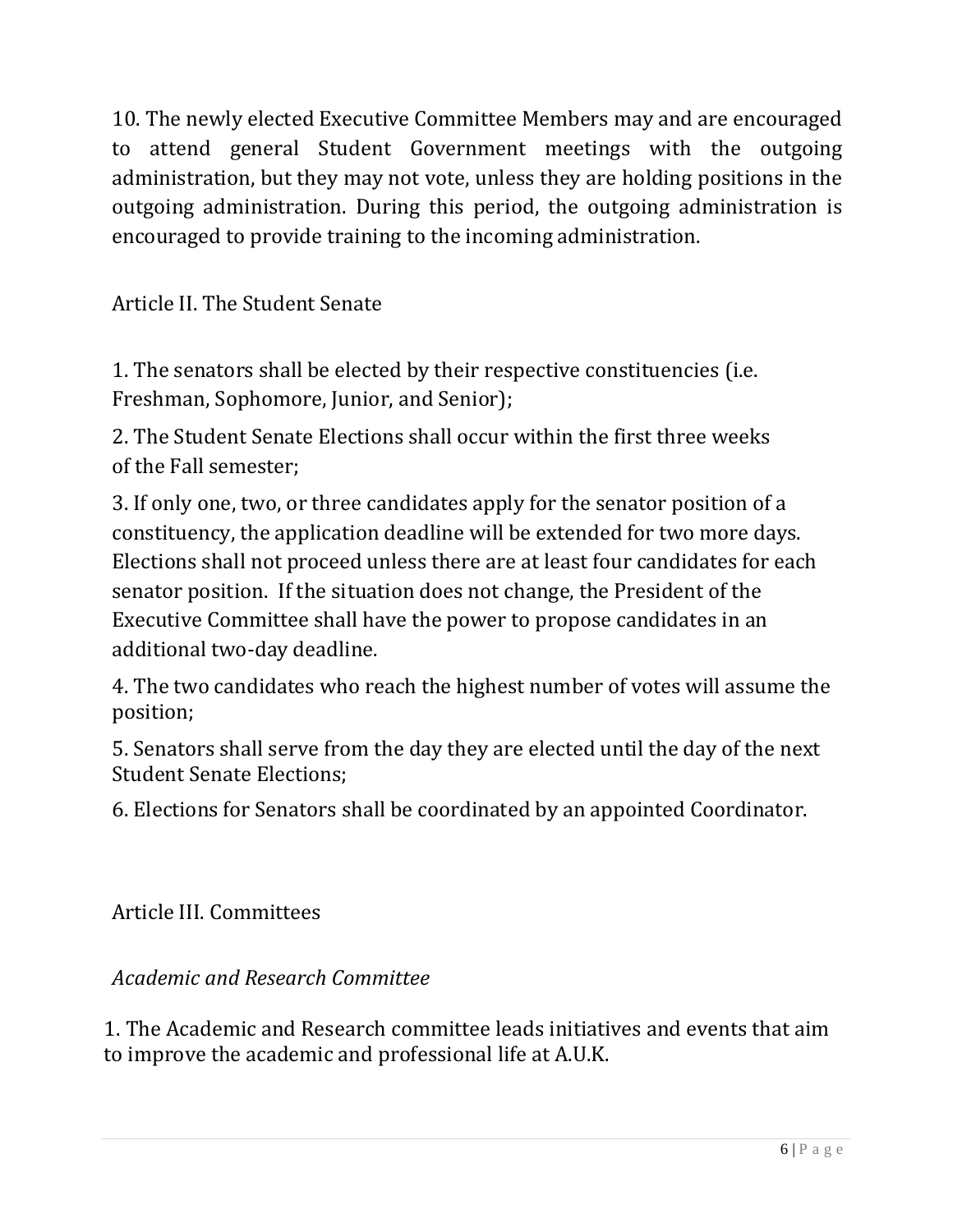10. The newly elected Executive Committee Members may and are encouraged to attend general Student Government meetings with the outgoing administration, but they may not vote, unless they are holding positions in the outgoing administration. During this period, the outgoing administration is encouraged to provide training to the incoming administration.

## Article II. The Student Senate

1. The senators shall be elected by their respective constituencies (i.e. Freshman, Sophomore, Junior, and Senior);
2. The Student Senate Elections shall occur within the first three weeks of the Fall semester;
3. If only one, two, or three candidates apply for the senator position of a constituency, the application deadline will be extended for two more days. Elections shall not proceed unless there are at least four candidates for each senator position. If the situation does not change, the President of the Executive Committee shall have the power to propose candidates in an additional two-day deadline.
4. The two candidates who reach the highest number of votes will assume the position;
5. Senators shall serve from the day they are elected until the day of the next Student Senate Elections;
6. Elections for Senators shall be coordinated by an appointed Coordinator.

## Article III. Committees

### *Academic and Research Committee*

1. The Academic and Research committee leads initiatives and events that aim to improve the academic and professional life at A.U.K.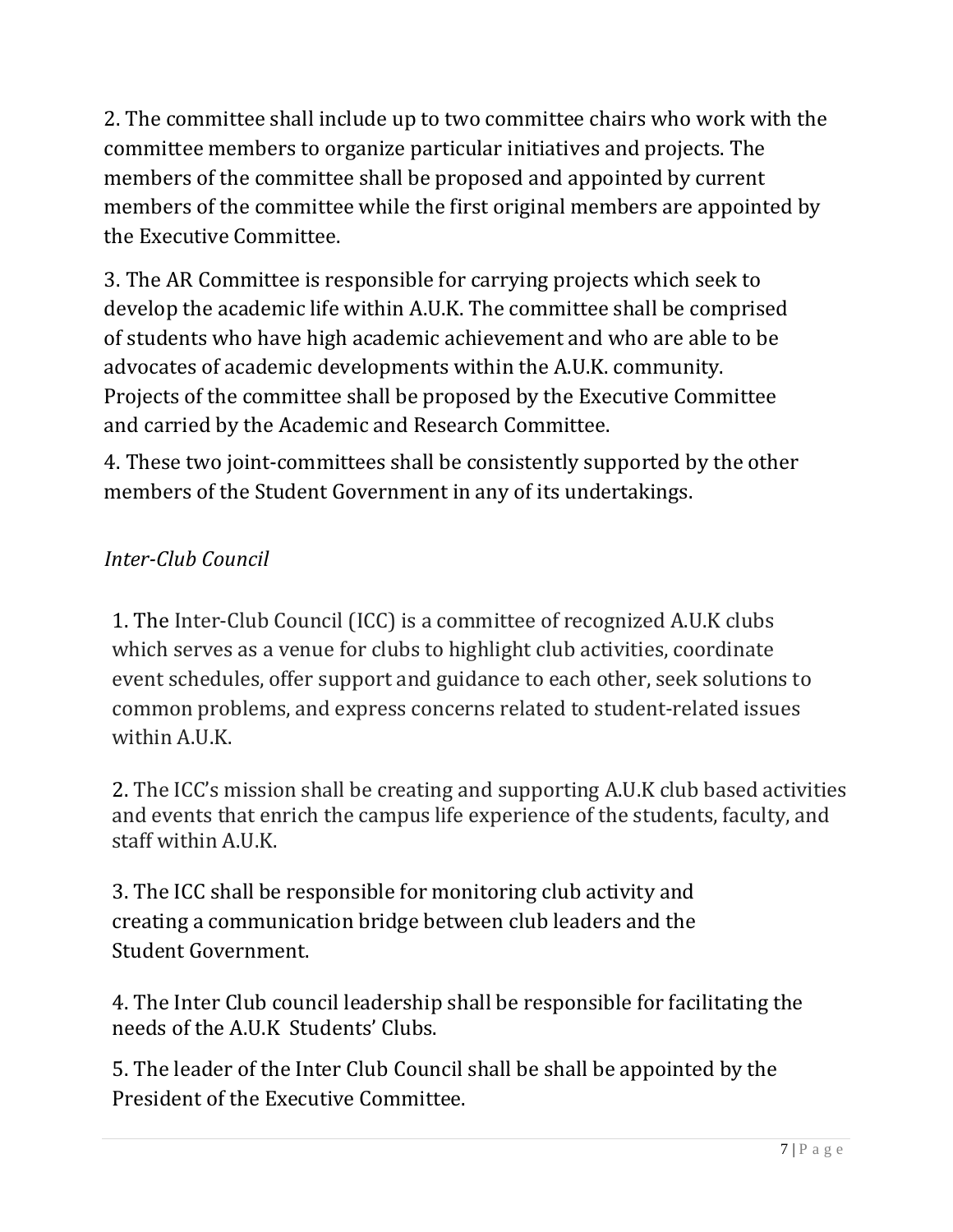2. The committee shall include up to two committee chairs who work with the committee members to organize particular initiatives and projects. The members of the committee shall be proposed and appointed by current members of the committee while the first original members are appointed by the Executive Committee.

3. The AR Committee is responsible for carrying projects which seek to develop the academic life within A.U.K. The committee shall be comprised of students who have high academic achievement and who are able to be advocates of academic developments within the A.U.K. community. Projects of the committee shall be proposed by the Executive Committee and carried by the Academic and Research Committee.

4. These two joint-committees shall be consistently supported by the other members of the Student Government in any of its undertakings.

*Inter-Club Council*

1. The Inter-Club Council (ICC) is a committee of recognized A.U.K clubs which serves as a venue for clubs to highlight club activities, coordinate event schedules, offer support and guidance to each other, seek solutions to common problems, and express concerns related to student-related issues within A.U.K.

2. The ICC's mission shall be creating and supporting A.U.K club based activities and events that enrich the campus life experience of the students, faculty, and staff within A.U.K.

3. The ICC shall be responsible for monitoring club activity and creating a communication bridge between club leaders and the Student Government.

4. The Inter Club council leadership shall be responsible for facilitating the needs of the A.U.K Students' Clubs.

5. The leader of the Inter Club Council shall be shall be appointed by the President of the Executive Committee.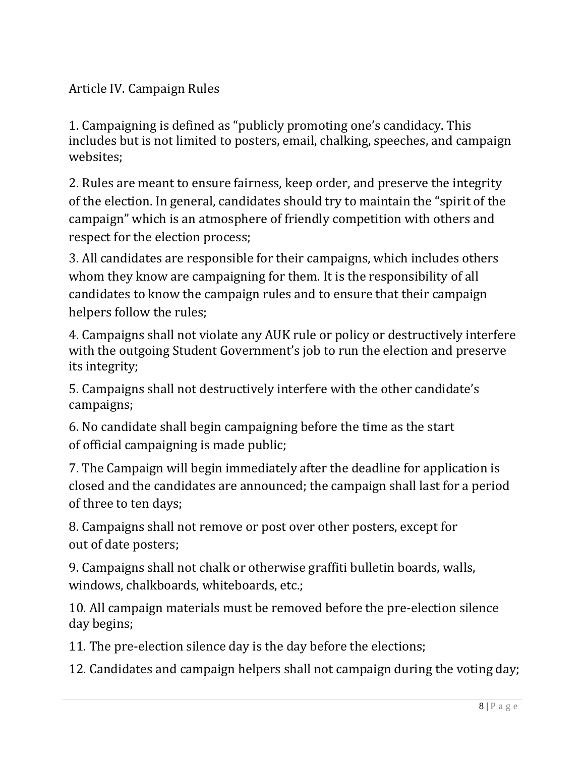## Article IV. Campaign Rules

1. Campaigning is defined as "publicly promoting one's candidacy. This includes but is not limited to posters, email, chalking, speeches, and campaign websites;

2. Rules are meant to ensure fairness, keep order, and preserve the integrity of the election. In general, candidates should try to maintain the "spirit of the campaign" which is an atmosphere of friendly competition with others and respect for the election process;

3. All candidates are responsible for their campaigns, which includes others whom they know are campaigning for them. It is the responsibility of all candidates to know the campaign rules and to ensure that their campaign helpers follow the rules;

4. Campaigns shall not violate any AUK rule or policy or destructively interfere with the outgoing Student Government's job to run the election and preserve its integrity;

5. Campaigns shall not destructively interfere with the other candidate's campaigns;

6. No candidate shall begin campaigning before the time as the start of official campaigning is made public;

7. The Campaign will begin immediately after the deadline for application is closed and the candidates are announced; the campaign shall last for a period of three to ten days;

8. Campaigns shall not remove or post over other posters, except for out of date posters;

9. Campaigns shall not chalk or otherwise graffiti bulletin boards, walls, windows, chalkboards, whiteboards, etc.;

10. All campaign materials must be removed before the pre-election silence day begins;

11. The pre-election silence day is the day before the elections;

12. Candidates and campaign helpers shall not campaign during the voting day;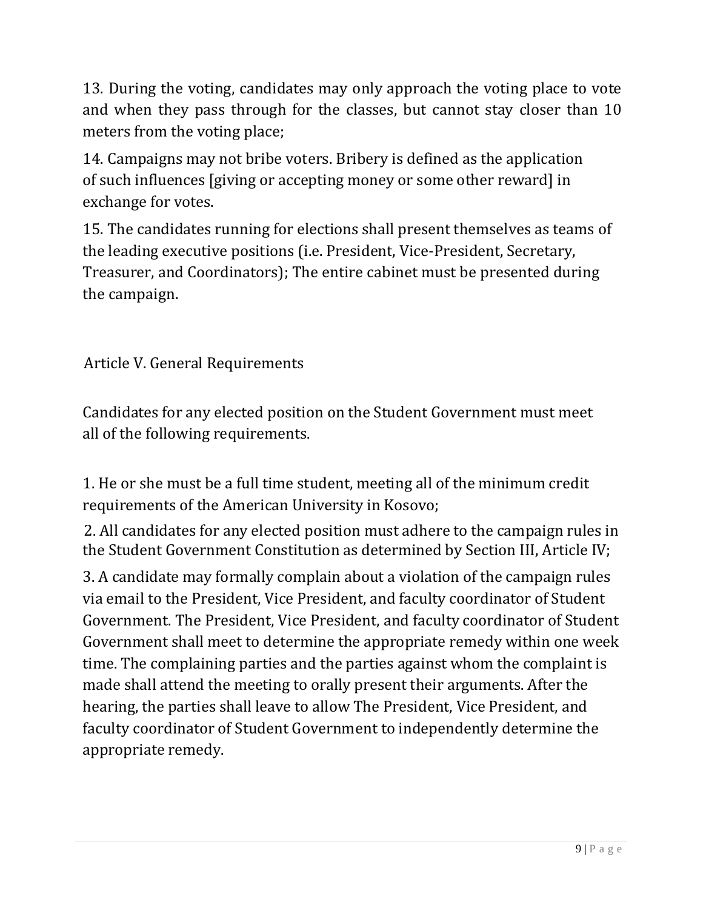13. During the voting, candidates may only approach the voting place to vote and when they pass through for the classes, but cannot stay closer than 10 meters from the voting place;

14. Campaigns may not bribe voters. Bribery is defined as the application of such influences [giving or accepting money or some other reward] in exchange for votes.

15. The candidates running for elections shall present themselves as teams of the leading executive positions (i.e. President, Vice-President, Secretary, Treasurer, and Coordinators); The entire cabinet must be presented during the campaign.

## Article V. General Requirements

Candidates for any elected position on the Student Government must meet all of the following requirements.

1. He or she must be a full time student, meeting all of the minimum credit requirements of the American University in Kosovo;

2. All candidates for any elected position must adhere to the campaign rules in the Student Government Constitution as determined by Section III, Article IV;

3. A candidate may formally complain about a violation of the campaign rules via email to the President, Vice President, and faculty coordinator of Student Government. The President, Vice President, and faculty coordinator of Student Government shall meet to determine the appropriate remedy within one week time. The complaining parties and the parties against whom the complaint is made shall attend the meeting to orally present their arguments. After the hearing, the parties shall leave to allow The President, Vice President, and faculty coordinator of Student Government to independently determine the appropriate remedy.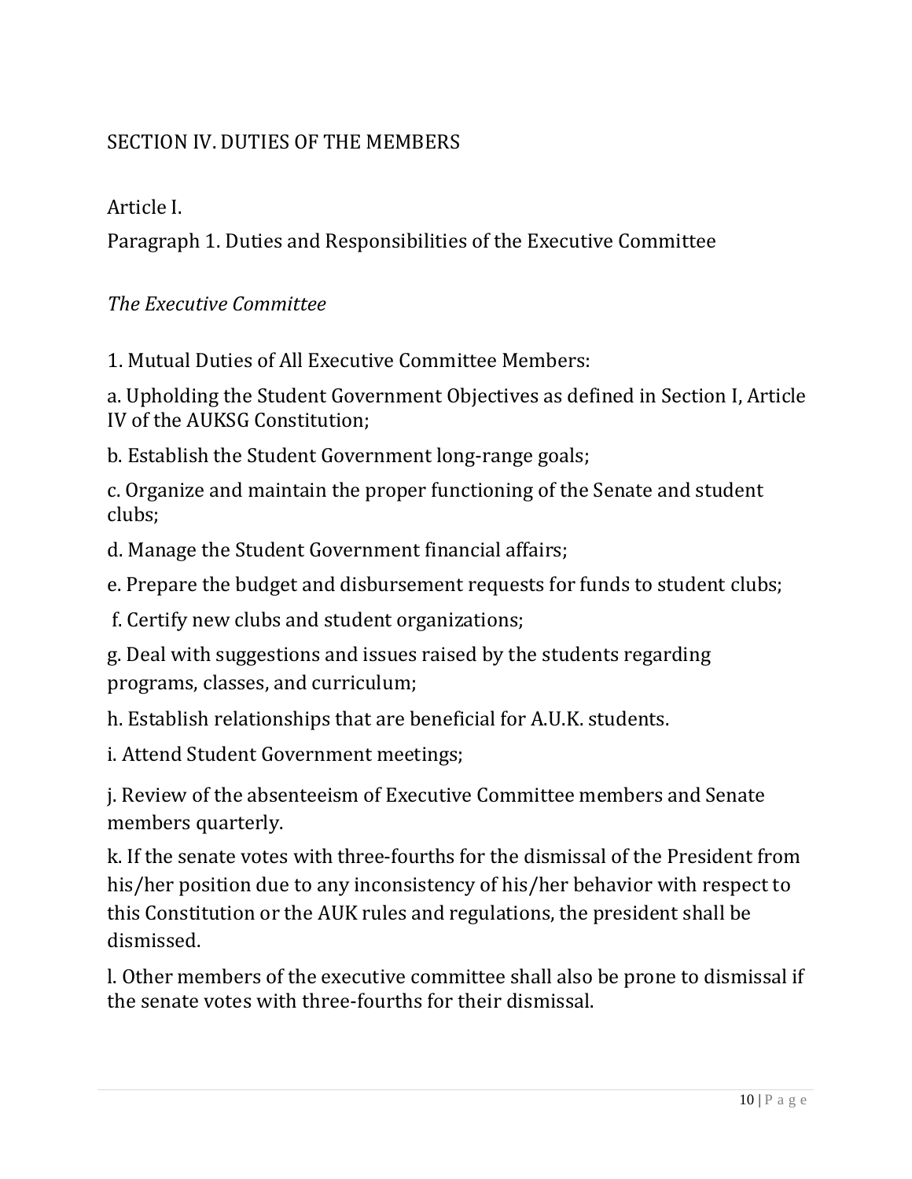## SECTION IV. DUTIES OF THE MEMBERS

### Article I.

Paragraph 1. Duties and Responsibilities of the Executive Committee

*The Executive Committee*

1. Mutual Duties of All Executive Committee Members:

a. Upholding the Student Government Objectives as defined in Section I, Article IV of the AUKSG Constitution;

b. Establish the Student Government long-range goals;

c. Organize and maintain the proper functioning of the Senate and student clubs;

d. Manage the Student Government financial affairs;

e. Prepare the budget and disbursement requests for funds to student clubs;

f. Certify new clubs and student organizations;

g. Deal with suggestions and issues raised by the students regarding programs, classes, and curriculum;

h. Establish relationships that are beneficial for A.U.K. students.

i. Attend Student Government meetings;

j. Review of the absenteeism of Executive Committee members and Senate members quarterly.

k. If the senate votes with three-fourths for the dismissal of the President from his/her position due to any inconsistency of his/her behavior with respect to this Constitution or the AUK rules and regulations, the president shall be dismissed.

l. Other members of the executive committee shall also be prone to dismissal if the senate votes with three-fourths for their dismissal.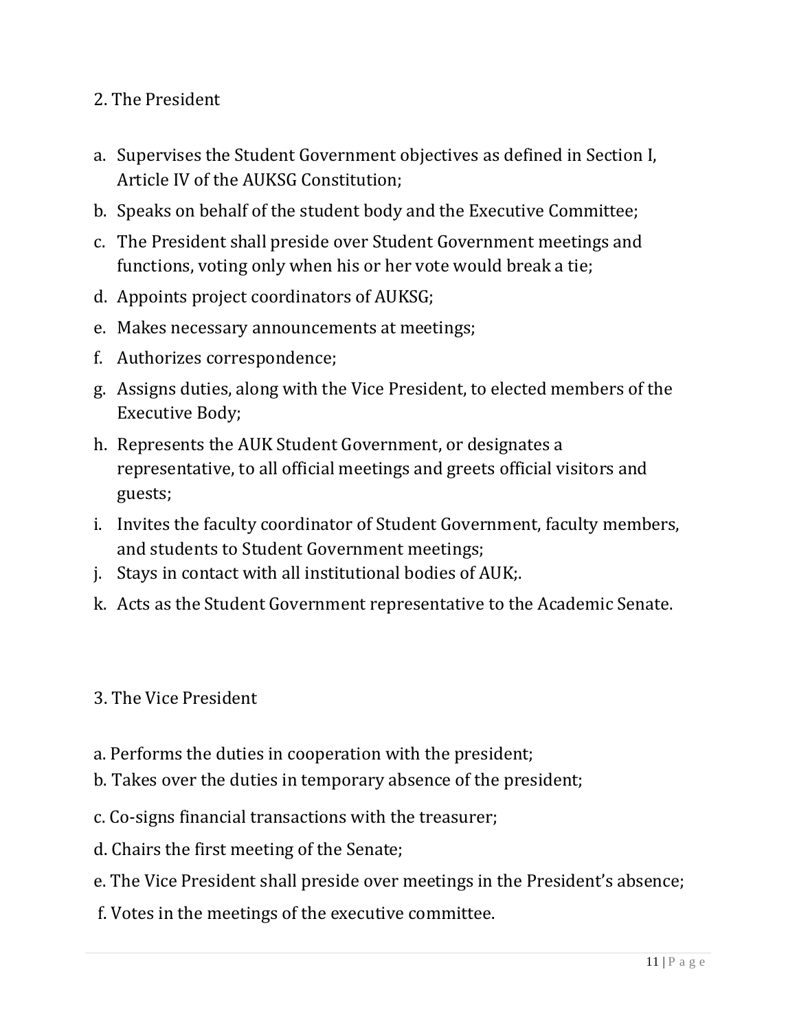2. The President

a. Supervises the Student Government objectives as defined in Section I, Article IV of the AUKSG Constitution;
b. Speaks on behalf of the student body and the Executive Committee;
c. The President shall preside over Student Government meetings and functions, voting only when his or her vote would break a tie;
d. Appoints project coordinators of AUKSG;
e. Makes necessary announcements at meetings;
f. Authorizes correspondence;
g. Assigns duties, along with the Vice President, to elected members of the Executive Body;
h. Represents the AUK Student Government, or designates a representative, to all official meetings and greets official visitors and guests;
i. Invites the faculty coordinator of Student Government, faculty members, and students to Student Government meetings;
j. Stays in contact with all institutional bodies of AUK;.
k. Acts as the Student Government representative to the Academic Senate.

3. The Vice President

a. Performs the duties in cooperation with the president;
b. Takes over the duties in temporary absence of the president;
c. Co-signs financial transactions with the treasurer;
d. Chairs the first meeting of the Senate;
e. The Vice President shall preside over meetings in the President's absence;
f. Votes in the meetings of the executive committee.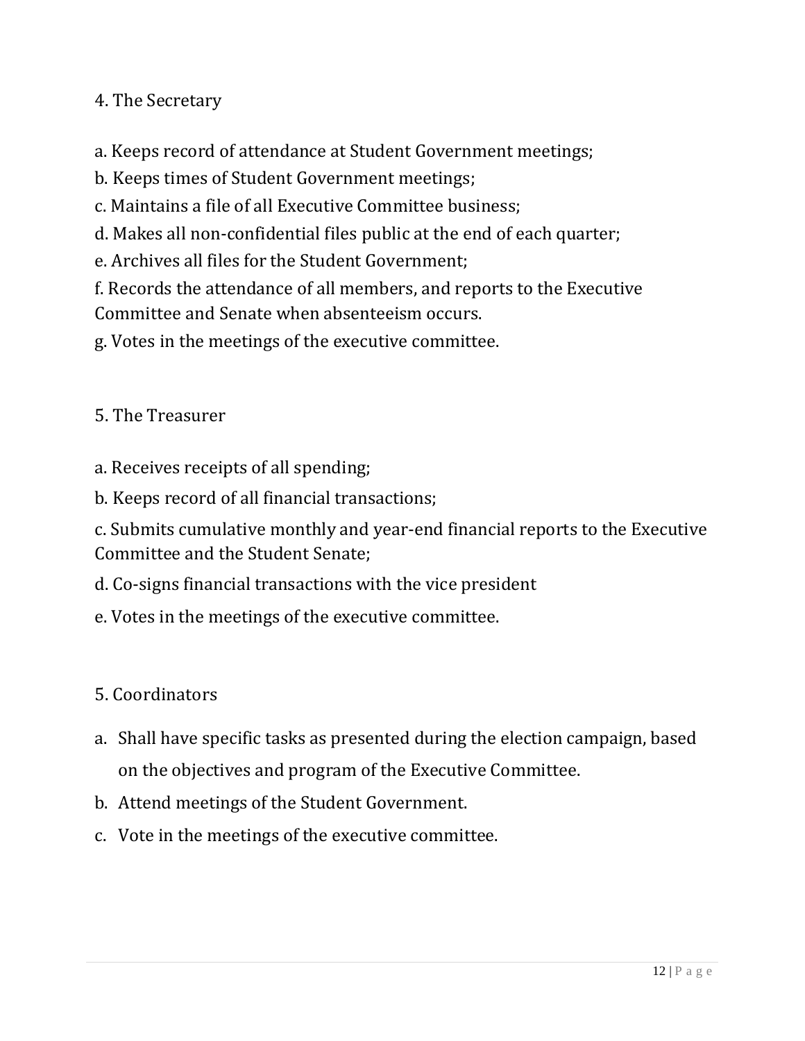4. The Secretary

a. Keeps record of attendance at Student Government meetings;
b. Keeps times of Student Government meetings;
c. Maintains a file of all Executive Committee business;
d. Makes all non-confidential files public at the end of each quarter;
e. Archives all files for the Student Government;
f. Records the attendance of all members, and reports to the Executive Committee and Senate when absenteeism occurs.
g. Votes in the meetings of the executive committee.

5. The Treasurer

a. Receives receipts of all spending;
b. Keeps record of all financial transactions;
c. Submits cumulative monthly and year-end financial reports to the Executive Committee and the Student Senate;
d. Co-signs financial transactions with the vice president
e. Votes in the meetings of the executive committee.

5. Coordinators

a. Shall have specific tasks as presented during the election campaign, based on the objectives and program of the Executive Committee.
b. Attend meetings of the Student Government.
c. Vote in the meetings of the executive committee.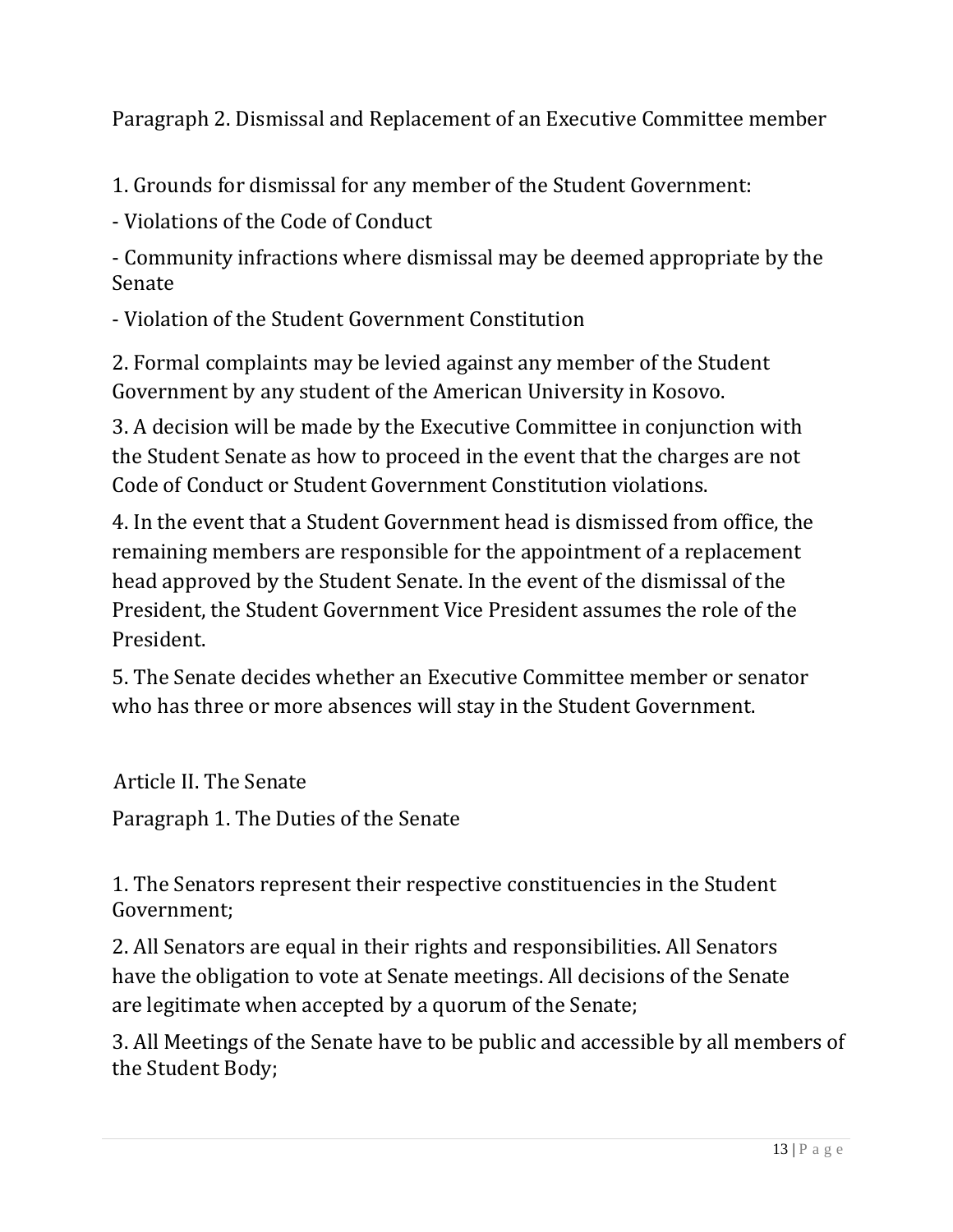### Paragraph 2. Dismissal and Replacement of an Executive Committee member

1. Grounds for dismissal for any member of the Student Government:

- Violations of the Code of Conduct
- Community infractions where dismissal may be deemed appropriate by the Senate
- Violation of the Student Government Constitution

2. Formal complaints may be levied against any member of the Student Government by any student of the American University in Kosovo.

3. A decision will be made by the Executive Committee in conjunction with the Student Senate as how to proceed in the event that the charges are not Code of Conduct or Student Government Constitution violations.

4. In the event that a Student Government head is dismissed from office, the remaining members are responsible for the appointment of a replacement head approved by the Student Senate. In the event of the dismissal of the President, the Student Government Vice President assumes the role of the President.

5. The Senate decides whether an Executive Committee member or senator who has three or more absences will stay in the Student Government.

## Article II. The Senate

### Paragraph 1. The Duties of the Senate

1. The Senators represent their respective constituencies in the Student Government;

2. All Senators are equal in their rights and responsibilities. All Senators have the obligation to vote at Senate meetings. All decisions of the Senate are legitimate when accepted by a quorum of the Senate;

3. All Meetings of the Senate have to be public and accessible by all members of the Student Body;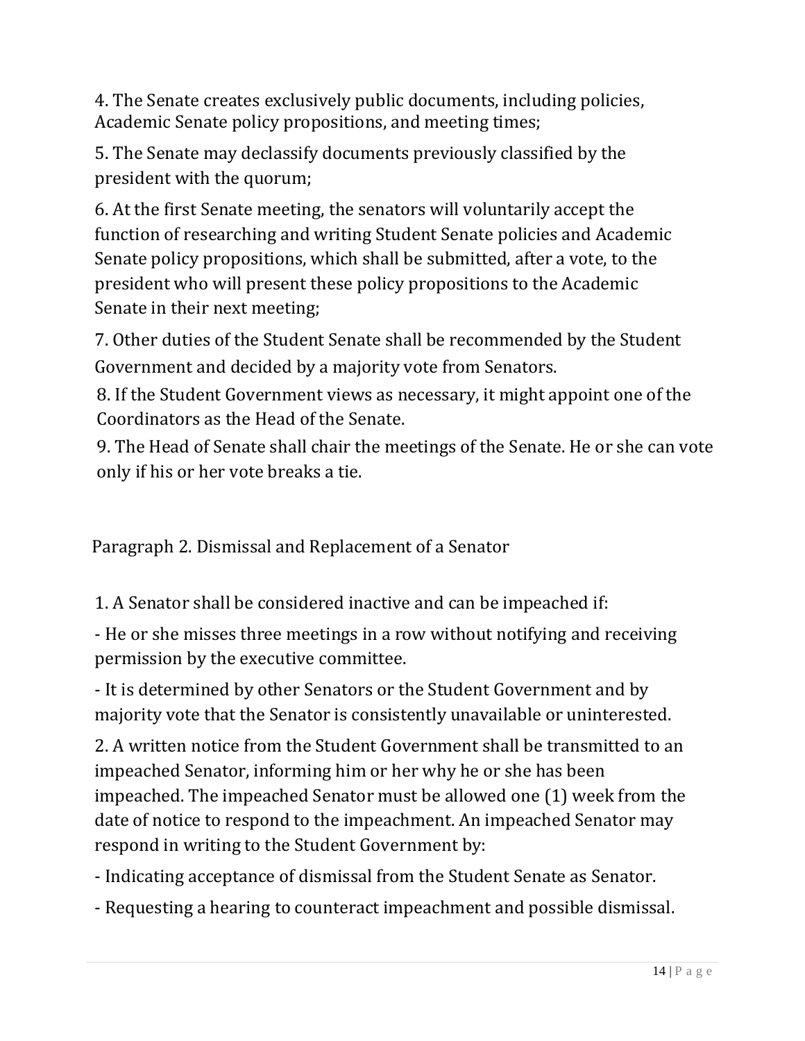4. The Senate creates exclusively public documents, including policies, Academic Senate policy propositions, and meeting times;

5. The Senate may declassify documents previously classified by the president with the quorum;

6. At the first Senate meeting, the senators will voluntarily accept the function of researching and writing Student Senate policies and Academic Senate policy propositions, which shall be submitted, after a vote, to the president who will present these policy propositions to the Academic Senate in their next meeting;

7. Other duties of the Student Senate shall be recommended by the Student Government and decided by a majority vote from Senators.

8. If the Student Government views as necessary, it might appoint one of the Coordinators as the Head of the Senate.

9. The Head of Senate shall chair the meetings of the Senate. He or she can vote only if his or her vote breaks a tie.

Paragraph 2. Dismissal and Replacement of a Senator

1. A Senator shall be considered inactive and can be impeached if:

- He or she misses three meetings in a row without notifying and receiving permission by the executive committee.

- It is determined by other Senators or the Student Government and by majority vote that the Senator is consistently unavailable or uninterested.

2. A written notice from the Student Government shall be transmitted to an impeached Senator, informing him or her why he or she has been impeached. The impeached Senator must be allowed one (1) week from the date of notice to respond to the impeachment. An impeached Senator may respond in writing to the Student Government by:

- Indicating acceptance of dismissal from the Student Senate as Senator.

- Requesting a hearing to counteract impeachment and possible dismissal.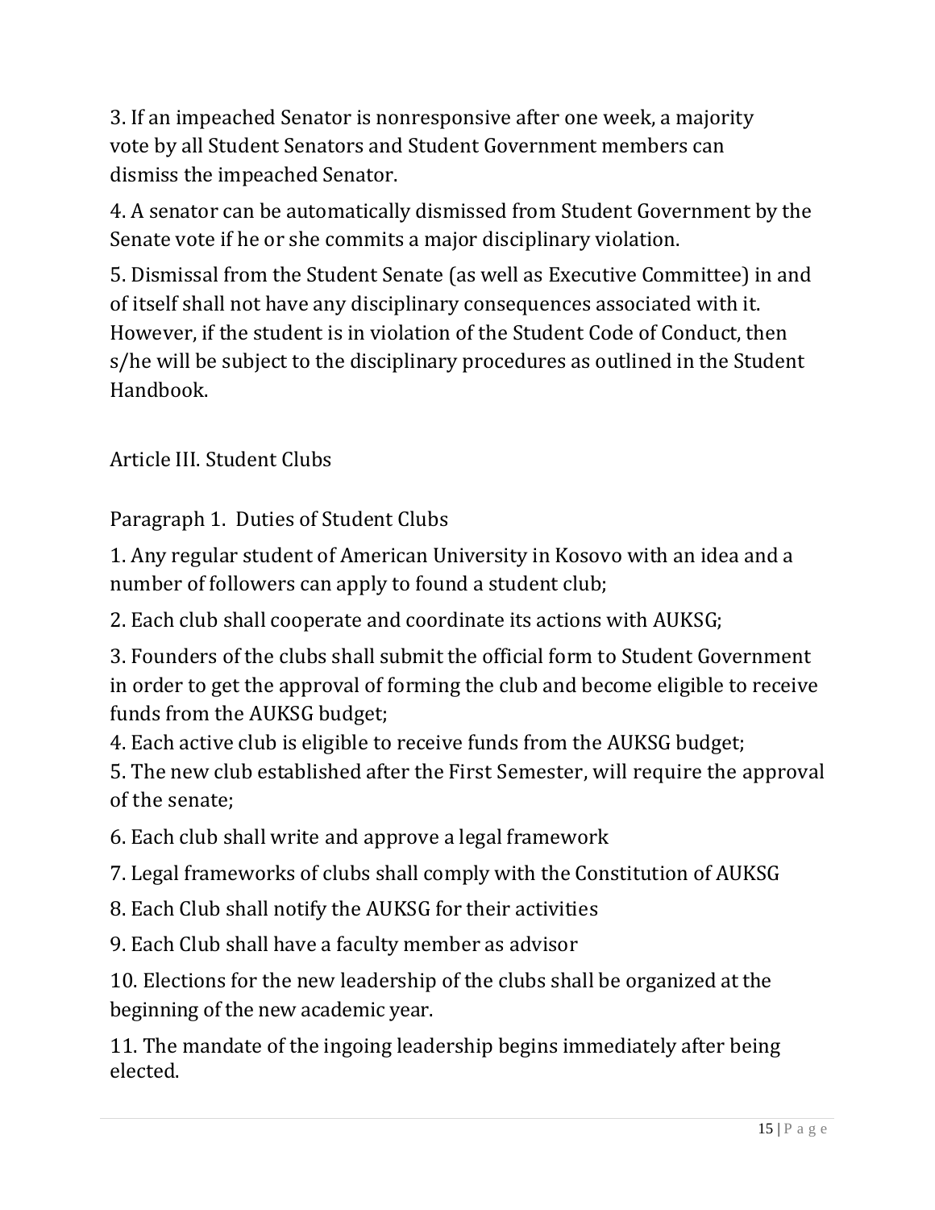3. If an impeached Senator is nonresponsive after one week, a majority vote by all Student Senators and Student Government members can dismiss the impeached Senator.

4. A senator can be automatically dismissed from Student Government by the Senate vote if he or she commits a major disciplinary violation.

5. Dismissal from the Student Senate (as well as Executive Committee) in and of itself shall not have any disciplinary consequences associated with it. However, if the student is in violation of the Student Code of Conduct, then s/he will be subject to the disciplinary procedures as outlined in the Student Handbook.

## Article III. Student Clubs

### Paragraph 1. Duties of Student Clubs

1. Any regular student of American University in Kosovo with an idea and a number of followers can apply to found a student club;

2. Each club shall cooperate and coordinate its actions with AUKSG;

3. Founders of the clubs shall submit the official form to Student Government in order to get the approval of forming the club and become eligible to receive funds from the AUKSG budget;

4. Each active club is eligible to receive funds from the AUKSG budget;

5. The new club established after the First Semester, will require the approval of the senate;

6. Each club shall write and approve a legal framework

7. Legal frameworks of clubs shall comply with the Constitution of AUKSG

8. Each Club shall notify the AUKSG for their activities

9. Each Club shall have a faculty member as advisor

10. Elections for the new leadership of the clubs shall be organized at the beginning of the new academic year.

11. The mandate of the ingoing leadership begins immediately after being elected.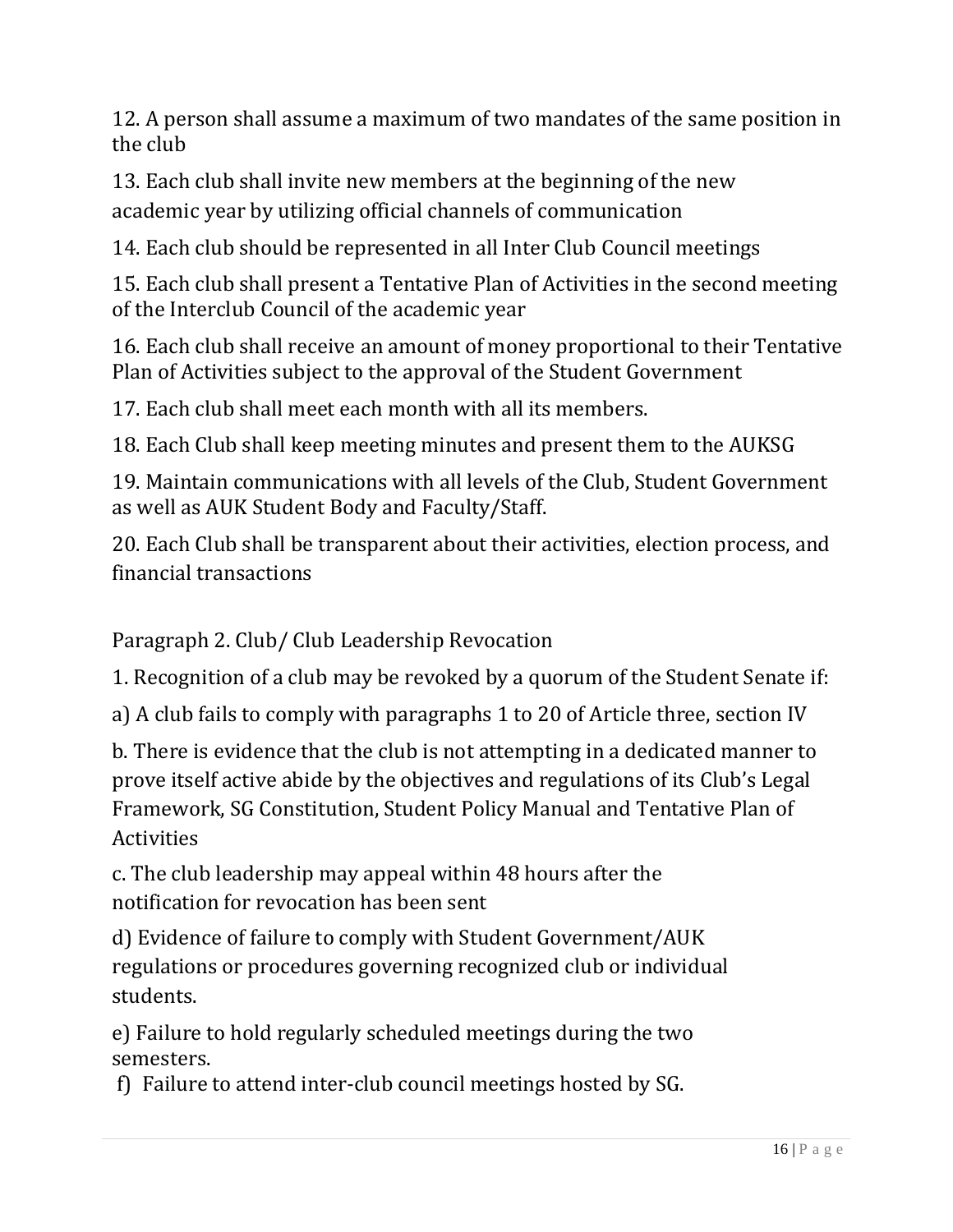12. A person shall assume a maximum of two mandates of the same position in the club

13. Each club shall invite new members at the beginning of the new academic year by utilizing official channels of communication

14. Each club should be represented in all Inter Club Council meetings

15. Each club shall present a Tentative Plan of Activities in the second meeting of the Interclub Council of the academic year

16. Each club shall receive an amount of money proportional to their Tentative Plan of Activities subject to the approval of the Student Government

17. Each club shall meet each month with all its members.

18. Each Club shall keep meeting minutes and present them to the AUKSG

19. Maintain communications with all levels of the Club, Student Government as well as AUK Student Body and Faculty/Staff.

20. Each Club shall be transparent about their activities, election process, and financial transactions

Paragraph 2. Club/ Club Leadership Revocation

1. Recognition of a club may be revoked by a quorum of the Student Senate if:

a) A club fails to comply with paragraphs 1 to 20 of Article three, section IV

b. There is evidence that the club is not attempting in a dedicated manner to prove itself active abide by the objectives and regulations of its Club's Legal Framework, SG Constitution, Student Policy Manual and Tentative Plan of Activities

c. The club leadership may appeal within 48 hours after the notification for revocation has been sent

d) Evidence of failure to comply with Student Government/AUK regulations or procedures governing recognized club or individual students.

e) Failure to hold regularly scheduled meetings during the two semesters.

f) Failure to attend inter-club council meetings hosted by SG.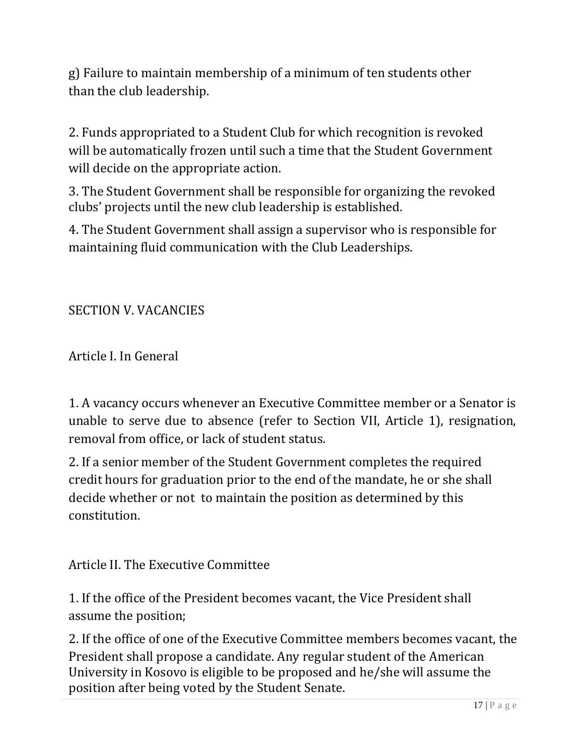g) Failure to maintain membership of a minimum of ten students other than the club leadership.

2. Funds appropriated to a Student Club for which recognition is revoked will be automatically frozen until such a time that the Student Government will decide on the appropriate action.

3. The Student Government shall be responsible for organizing the revoked clubs' projects until the new club leadership is established.

4. The Student Government shall assign a supervisor who is responsible for maintaining fluid communication with the Club Leaderships.

## SECTION V. VACANCIES

### Article I. In General

1. A vacancy occurs whenever an Executive Committee member or a Senator is unable to serve due to absence (refer to Section VII, Article 1), resignation, removal from office, or lack of student status.

2. If a senior member of the Student Government completes the required credit hours for graduation prior to the end of the mandate, he or she shall decide whether or not to maintain the position as determined by this constitution.

### Article II. The Executive Committee

1. If the office of the President becomes vacant, the Vice President shall assume the position;

2. If the office of one of the Executive Committee members becomes vacant, the President shall propose a candidate. Any regular student of the American University in Kosovo is eligible to be proposed and he/she will assume the position after being voted by the Student Senate.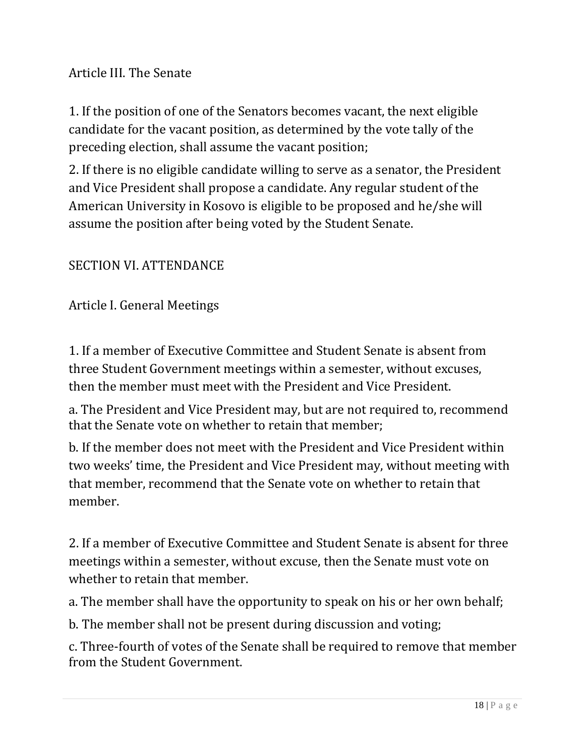### Article III. The Senate

1. If the position of one of the Senators becomes vacant, the next eligible candidate for the vacant position, as determined by the vote tally of the preceding election, shall assume the vacant position;

2. If there is no eligible candidate willing to serve as a senator, the President and Vice President shall propose a candidate. Any regular student of the American University in Kosovo is eligible to be proposed and he/she will assume the position after being voted by the Student Senate.

## SECTION VI. ATTENDANCE

### Article I. General Meetings

1. If a member of Executive Committee and Student Senate is absent from three Student Government meetings within a semester, without excuses, then the member must meet with the President and Vice President.

a. The President and Vice President may, but are not required to, recommend that the Senate vote on whether to retain that member;

b. If the member does not meet with the President and Vice President within two weeks' time, the President and Vice President may, without meeting with that member, recommend that the Senate vote on whether to retain that member.

2. If a member of Executive Committee and Student Senate is absent for three meetings within a semester, without excuse, then the Senate must vote on whether to retain that member.

a. The member shall have the opportunity to speak on his or her own behalf;

b. The member shall not be present during discussion and voting;

c. Three-fourth of votes of the Senate shall be required to remove that member from the Student Government.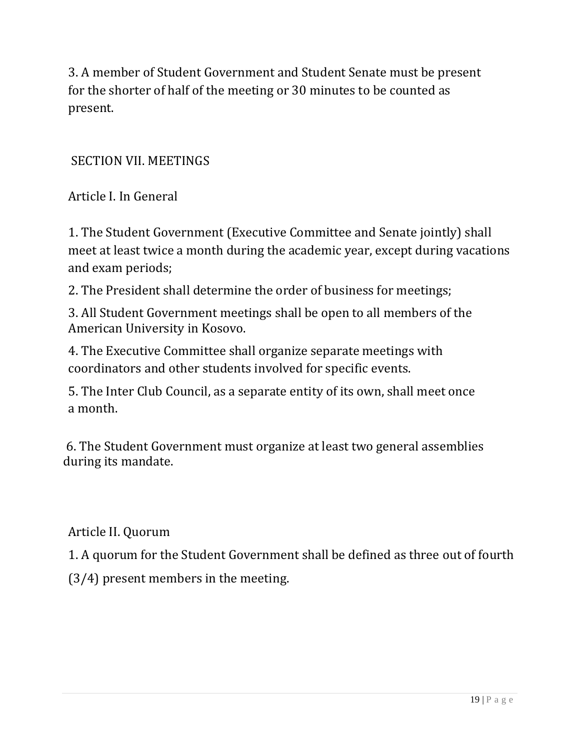3. A member of Student Government and Student Senate must be present for the shorter of half of the meeting or 30 minutes to be counted as present.

## SECTION VII. MEETINGS

### Article I. In General

1. The Student Government (Executive Committee and Senate jointly) shall meet at least twice a month during the academic year, except during vacations and exam periods;
2. The President shall determine the order of business for meetings;
3. All Student Government meetings shall be open to all members of the American University in Kosovo.
4. The Executive Committee shall organize separate meetings with coordinators and other students involved for specific events.
5. The Inter Club Council, as a separate entity of its own, shall meet once a month.
6. The Student Government must organize at least two general assemblies during its mandate.

### Article II. Quorum

1. A quorum for the Student Government shall be defined as three out of fourth (3/4) present members in the meeting.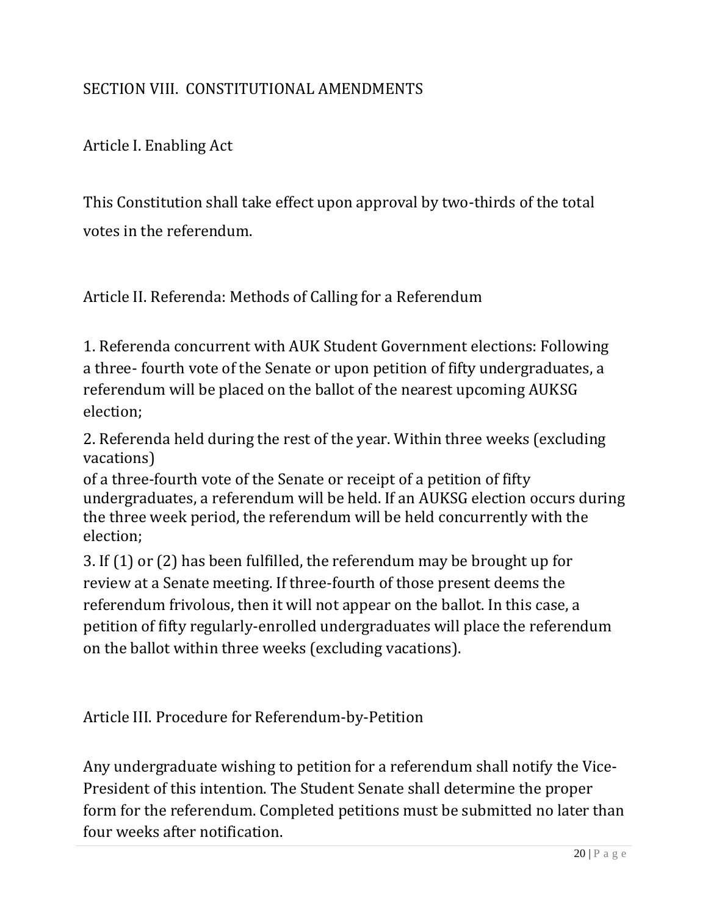## SECTION VIII. CONSTITUTIONAL AMENDMENTS

### Article I. Enabling Act

This Constitution shall take effect upon approval by two-thirds of the total votes in the referendum.

### Article II. Referenda: Methods of Calling for a Referendum

1. Referenda concurrent with AUK Student Government elections: Following a three- fourth vote of the Senate or upon petition of fifty undergraduates, a referendum will be placed on the ballot of the nearest upcoming AUKSG election;
2. Referenda held during the rest of the year. Within three weeks (excluding vacations) of a three-fourth vote of the Senate or receipt of a petition of fifty undergraduates, a referendum will be held. If an AUKSG election occurs during the three week period, the referendum will be held concurrently with the election;
3. If (1) or (2) has been fulfilled, the referendum may be brought up for review at a Senate meeting. If three-fourth of those present deems the referendum frivolous, then it will not appear on the ballot. In this case, a petition of fifty regularly-enrolled undergraduates will place the referendum on the ballot within three weeks (excluding vacations).

### Article III. Procedure for Referendum-by-Petition

Any undergraduate wishing to petition for a referendum shall notify the Vice-President of this intention. The Student Senate shall determine the proper form for the referendum. Completed petitions must be submitted no later than four weeks after notification.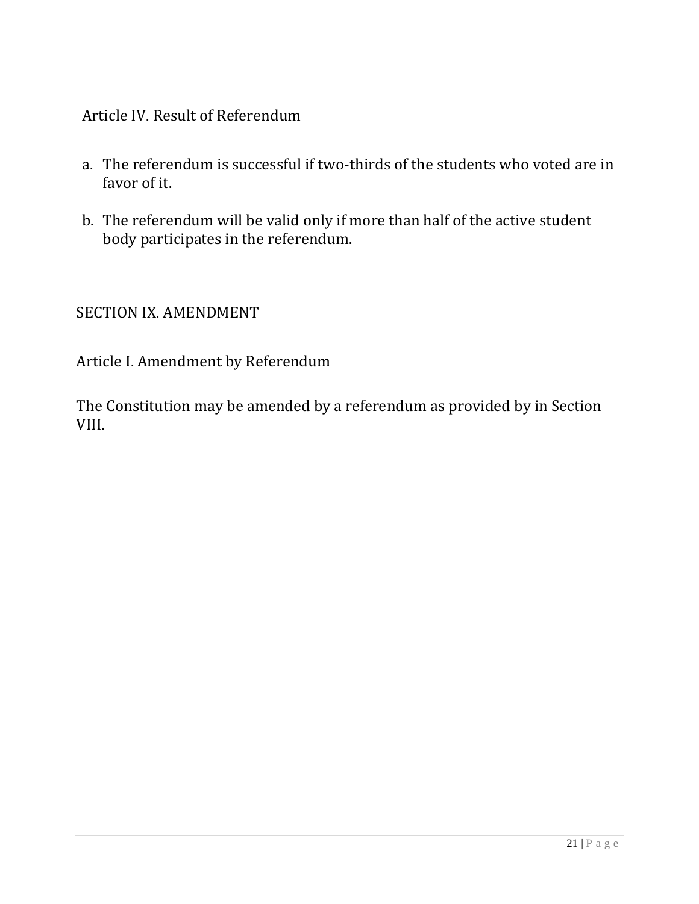### Article IV. Result of Referendum

a. The referendum is successful if two-thirds of the students who voted are in favor of it.

b. The referendum will be valid only if more than half of the active student body participates in the referendum.

## SECTION IX. AMENDMENT

### Article I. Amendment by Referendum

The Constitution may be amended by a referendum as provided by in Section VIII.